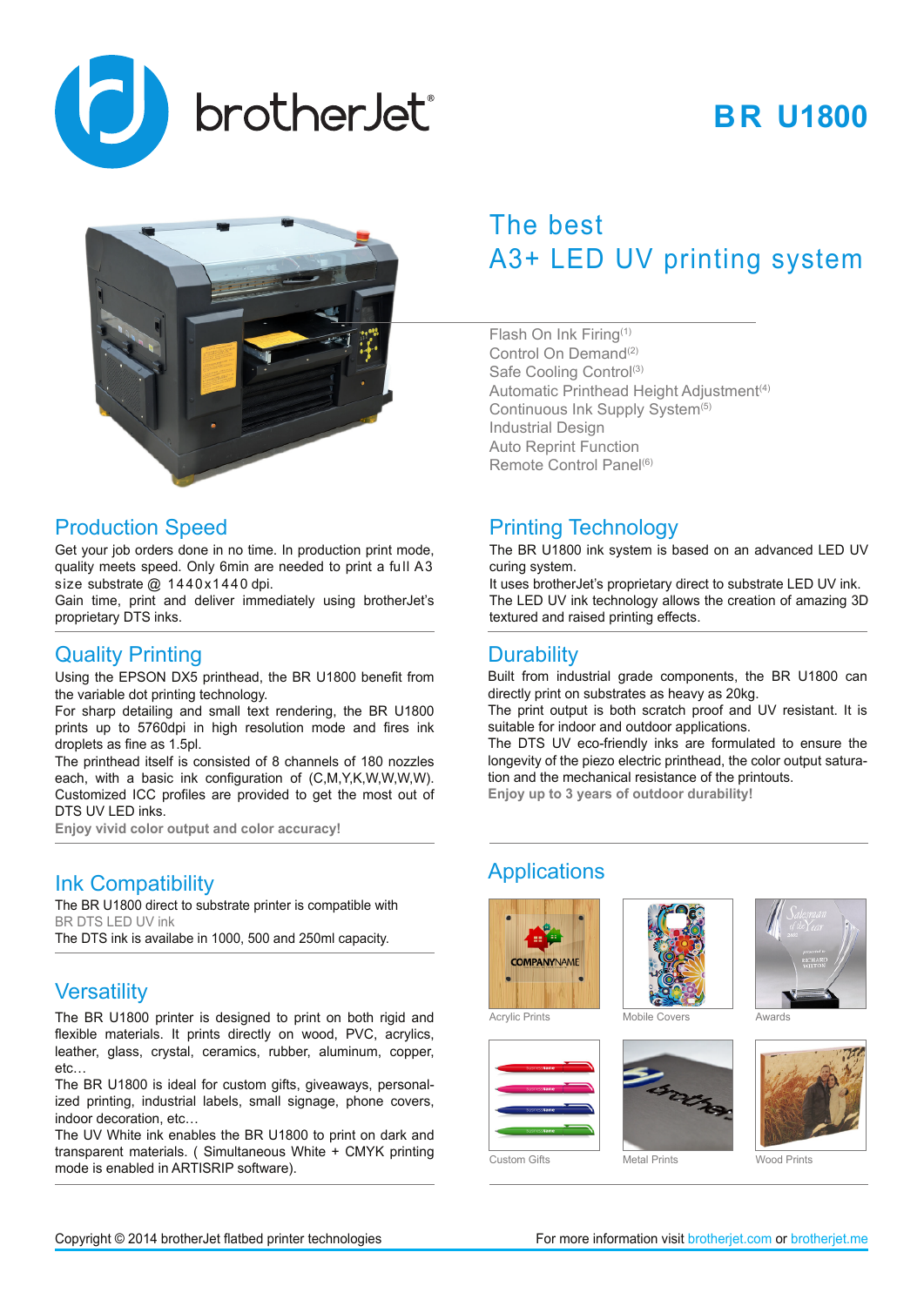brotherJet®

# BR U1800

## The best A3+ LED UV printing system

- Flash On Ink Firing[1]
- Control On Demand[2]
- Safe Cooling Control[3]
- Automatic Printhead Height Adjustment[4]
- Continuous Ink Supply System[5]
- Industrial Design
- Auto Reprint Function
- Remote Control Panel[6]

## Production Speed

Get your job orders done in no time. In production print mode, quality meets speed. Only 6min are needed to print a full A3 size substrate @ 1440x1440 dpi.

Gain time, print and deliver immediately using brotherJet's proprietary DTS inks.

## Quality Printing

Using the EPSON DX5 printhead, the BR U1800 benefit from the variable dot printing technology.

For sharp detailing and small text rendering, the BR U1800 prints up to 5760dpi in high resolution mode and fires ink droplets as fine as 1.5pl.

The printhead itself is consisted of 8 channels of 180 nozzles each, with a basic ink configuration of (C,M,Y,K,W,W,W,W). Customized ICC profiles are provided to get the most out of DTS UV LED inks.

**Enjoy vivid color output and color accuracy!**

## Ink Compatibility

The BR U1800 direct to substrate printer is compatible with BR DTS LED UV ink

The DTS ink is availabe in 1000, 500 and 250ml capacity.

## Versatility

The BR U1800 printer is designed to print on both rigid and flexible materials. It prints directly on wood, PVC, acrylics, leather, glass, crystal, ceramics, rubber, aluminum, copper, etc…

The BR U1800 is ideal for custom gifts, giveaways, personalized printing, industrial labels, small signage, phone covers, indoor decoration, etc…

The UV White ink enables the BR U1800 to print on dark and transparent materials. ( Simultaneous White + CMYK printing mode is enabled in ARTISRIP software).

## Printing Technology

The BR U1800 ink system is based on an advanced LED UV curing system.

It uses brotherJet's proprietary direct to substrate LED UV ink.

The LED UV ink technology allows the creation of amazing 3D textured and raised printing effects.

## Durability

Built from industrial grade components, the BR U1800 can directly print on substrates as heavy as 20kg.

The print output is both scratch proof and UV resistant. It is suitable for indoor and outdoor applications.

The DTS UV eco-friendly inks are formulated to ensure the longevity of the piezo electric printhead, the color output saturation and the mechanical resistance of the printouts.

**Enjoy up to 3 years of outdoor durability!**

## Applications

Acrylic Prints

Mobile Covers

Awards

Custom Gifts

Metal Prints

Wood Prints

Copyright © 2014 brotherJet flatbed printer technologies

For more information visit brotherjet.com or brotherjet.me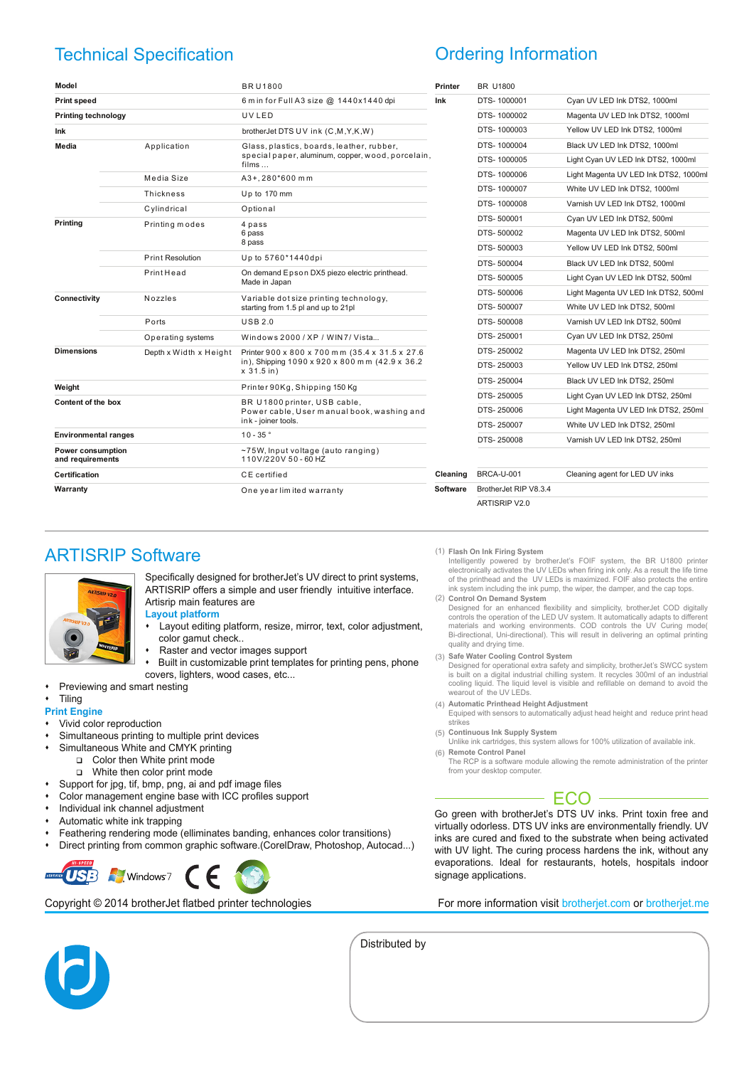## Technical Specification

| | | |
|---|---|---|
| **Model** | | BR U1800 |
| **Print speed** | | 6 min for Full A3 size @ 1440x1440 dpi |
| **Printing technology** | | UV LED |
| **Ink** | | brotherJet DTS UV ink (C,M,Y,K,W) |
| **Media** | Application | Glass, plastics, boards, leather, rubber, special paper, aluminum, copper, wood, porcelain, films ... |
| | Media Size | A3+, 280*600 mm |
| | Thickness | Up to 170 mm |
| | Cylindrical | Optional |
| **Printing** | Printing modes | 4 pass<br>6 pass<br>8 pass |
| | Print Resolution | Up to 5760*1440dpi |
| | Print Head | On demand Epson DX5 piezo electric printhead. Made in Japan |
| **Connectivity** | Nozzles | Variable dot size printing technology, starting from 1.5 pl and up to 21pl |
| | Ports | USB 2.0 |
| | Operating systems | Windows 2000 / XP / WIN7/ Vista... |
| **Dimensions** | Depth x Width x Height | Printer 900 x 800 x 700 mm (35.4 x 31.5 x 27.6 in), Shipping 1090 x 920 x 800 mm (42.9 x 36.2 x 31.5 in) |
| **Weight** | | Printer 90Kg, Shipping 150 Kg |
| **Content of the box** | | BR U1800 printer, USB cable, Power cable, User manual book, washing and ink - joiner tools. |
| **Environmental ranges** | | 10 - 35 ° |
| **Power consumption and requirements** | | ~75W, Input voltage (auto ranging) 110V/220V 50 - 60 HZ |
| **Certification** | | CE certified |
| **Warranty** | | One year limited warranty |

## Ordering Information

| | | |
|---|---|---|
| **Printer** | BR U1800 | |
| **Ink** | DTS- 1000001 | Cyan UV LED Ink DTS2, 1000ml |
| | DTS- 1000002 | Magenta UV LED Ink DTS2, 1000ml |
| | DTS- 1000003 | Yellow UV LED Ink DTS2, 1000ml |
| | DTS- 1000004 | Black UV LED Ink DTS2, 1000ml |
| | DTS- 1000005 | Light Cyan UV LED Ink DTS2, 1000ml |
| | DTS- 1000006 | Light Magenta UV LED Ink DTS2, 1000ml |
| | DTS- 1000007 | White UV LED Ink DTS2, 1000ml |
| | DTS- 1000008 | Varnish UV LED Ink DTS2, 1000ml |
| | DTS- 500001 | Cyan UV LED Ink DTS2, 500ml |
| | DTS- 500002 | Magenta UV LED Ink DTS2, 500ml |
| | DTS- 500003 | Yellow UV LED Ink DTS2, 500ml |
| | DTS- 500004 | Black UV LED Ink DTS2, 500ml |
| | DTS- 500005 | Light Cyan UV LED Ink DTS2, 500ml |
| | DTS- 500006 | Light Magenta UV LED Ink DTS2, 500ml |
| | DTS- 500007 | White UV LED Ink DTS2, 500ml |
| | DTS- 500008 | Varnish UV LED Ink DTS2, 500ml |
| | DTS- 250001 | Cyan UV LED Ink DTS2, 250ml |
| | DTS- 250002 | Magenta UV LED Ink DTS2, 250ml |
| | DTS- 250003 | Yellow UV LED Ink DTS2, 250ml |
| | DTS- 250004 | Black UV LED Ink DTS2, 250ml |
| | DTS- 250005 | Light Cyan UV LED Ink DTS2, 250ml |
| | DTS- 250006 | Light Magenta UV LED Ink DTS2, 250ml |
| | DTS- 250007 | White UV LED Ink DTS2, 250ml |
| | DTS- 250008 | Varnish UV LED Ink DTS2, 250ml |
| **Cleaning** | BRCA-U-001 | Cleaning agent for LED UV inks |
| **Software** | BrotherJet RIP V8.3.4 | |
| | ARTISRIP V2.0 | |

## ARTISRIP Software

Specifically designed for brotherJet's UV direct to print systems, ARTISRIP offers a simple and user friendly intuitive interface. Artisrip main features are

**Layout platform**

- Layout editing platform, resize, mirror, text, color adjustment, color gamut check..
- Raster and vector images support
- Built in customizable print templates for printing pens, phone covers, lighters, wood cases, etc...
- Previewing and smart nesting
- Tiling

**Print Engine**

- Vivid color reproduction
- Simultaneous printing to multiple print devices
- Simultaneous White and CMYK printing
  - Color then White print mode
  - White then color print mode
- Support for jpg, tif, bmp, png, ai and pdf image files
- Color management engine base with ICC profiles support
- Individual ink channel adjustment
- Automatic white ink trapping
- Feathering rendering mode (elliminates banding, enhances color transitions)
- Direct printing from common graphic software.(CorelDraw, Photoshop, Autocad...)

(1) **Flash On Ink Firing System**
Intelligently powered by brotherJet's FOIF system, the BR U1800 printer electronically activates the UV LEDs when firing ink only. As a result the life time of the printhead and the UV LEDs is maximized. FOIF also protects the entire ink system including the ink pump, the wiper, the damper, and the cap tops.

(2) **Control On Demand System**
Designed for an enhanced flexibility and simplicity, brotherJet COD digitally controls the operation of the LED UV system. It automatically adapts to different materials and working environments. COD controls the UV Curing mode( Bi-directional, Uni-directional). This will result in delivering an optimal printing quality and drying time.

(3) **Safe Water Cooling Control System**
Designed for operational extra safety and simplicity, brotherJet's SWCC system is built on a digital industrial chilling system. It recycles 300ml of an industrial cooling liquid. The liquid level is visible and refillable on demand to avoid the wearout of the UV LEDs.

(4) **Automatic Printhead Height Adjustment**
Equiped with sensors to automatically adjust head height and reduce print head strikes

(5) **Continuous Ink Supply System**
Unlike ink cartridges, this system allows for 100% utilization of available ink.

(6) **Remote Control Panel**
The RCP is a software module allowing the remote administration of the printer from your desktop computer.

## ECO

Go green with brotherJet's DTS UV inks. Print toxin free and virtually odorless. DTS UV inks are environmentally friendly. UV inks are cured and fixed to the substrate when being activated with UV light. The curing process hardens the ink, without any evaporations. Ideal for restaurants, hotels, hospitals indoor signage applications.

Copyright © 2014 brotherJet flatbed printer technologies

For more information visit brotherjet.com or brotherjet.me

Distributed by